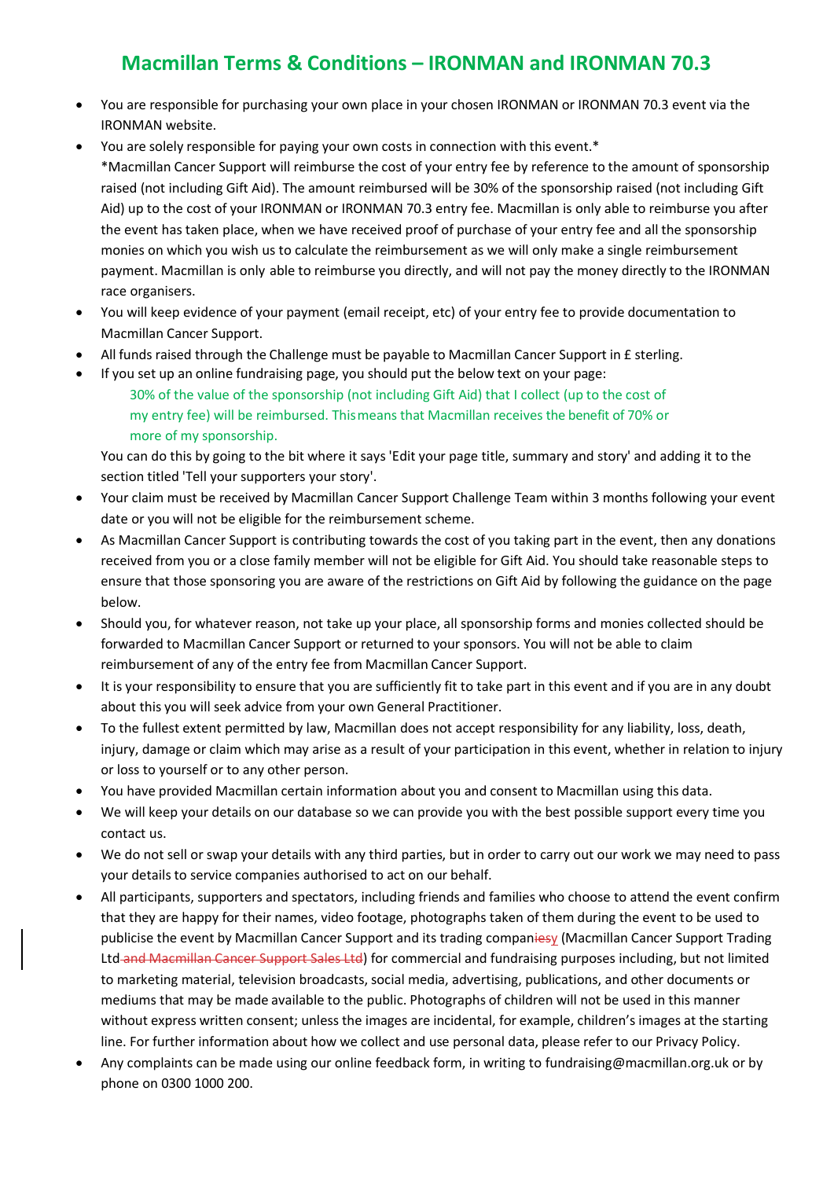# Macmillan Terms & Conditions – IRONMAN and IRONMAN 70.3

- You are responsible for purchasing your own place in your chosen IRONMAN or IRONMAN 70.3 event via the IRONMAN website.
- You are solely responsible for paying your own costs in connection with this event.*
  *Macmillan Cancer Support will reimburse the cost of your entry fee by reference to the amount of sponsorship raised (not including Gift Aid). The amount reimbursed will be 30% of the sponsorship raised (not including Gift Aid) up to the cost of your IRONMAN or IRONMAN 70.3 entry fee. Macmillan is only able to reimburse you after the event has taken place, when we have received proof of purchase of your entry fee and all the sponsorship monies on which you wish us to calculate the reimbursement as we will only make a single reimbursement payment. Macmillan is only able to reimburse you directly, and will not pay the money directly to the IRONMAN race organisers.
- You will keep evidence of your payment (email receipt, etc) of your entry fee to provide documentation to Macmillan Cancer Support.
- All funds raised through the Challenge must be payable to Macmillan Cancer Support in £ sterling.
- If you set up an online fundraising page, you should put the below text on your page:

  > 30% of the value of the sponsorship (not including Gift Aid) that I collect (up to the cost of my entry fee) will be reimbursed. This means that Macmillan receives the benefit of 70% or more of my sponsorship.

  You can do this by going to the bit where it says 'Edit your page title, summary and story' and adding it to the section titled 'Tell your supporters your story'.
- Your claim must be received by Macmillan Cancer Support Challenge Team within 3 months following your event date or you will not be eligible for the reimbursement scheme.
- As Macmillan Cancer Support is contributing towards the cost of you taking part in the event, then any donations received from you or a close family member will not be eligible for Gift Aid. You should take reasonable steps to ensure that those sponsoring you are aware of the restrictions on Gift Aid by following the guidance on the page below.
- Should you, for whatever reason, not take up your place, all sponsorship forms and monies collected should be forwarded to Macmillan Cancer Support or returned to your sponsors. You will not be able to claim reimbursement of any of the entry fee from Macmillan Cancer Support.
- It is your responsibility to ensure that you are sufficiently fit to take part in this event and if you are in any doubt about this you will seek advice from your own General Practitioner.
- To the fullest extent permitted by law, Macmillan does not accept responsibility for any liability, loss, death, injury, damage or claim which may arise as a result of your participation in this event, whether in relation to injury or loss to yourself or to any other person.
- You have provided Macmillan certain information about you and consent to Macmillan using this data.
- We will keep your details on our database so we can provide you with the best possible support every time you contact us.
- We do not sell or swap your details with any third parties, but in order to carry out our work we may need to pass your details to service companies authorised to act on our behalf.
- All participants, supporters and spectators, including friends and families who choose to attend the event confirm that they are happy for their names, video footage, photographs taken of them during the event to be used to publicise the event by Macmillan Cancer Support and its trading compan~~ies~~y (Macmillan Cancer Support Trading Ltd~~ and Macmillan Cancer Support Sales Ltd~~) for commercial and fundraising purposes including, but not limited to marketing material, television broadcasts, social media, advertising, publications, and other documents or mediums that may be made available to the public. Photographs of children will not be used in this manner without express written consent; unless the images are incidental, for example, children's images at the starting line. For further information about how we collect and use personal data, please refer to our Privacy Policy.
- Any complaints can be made using our online feedback form, in writing to fundraising@macmillan.org.uk or by phone on 0300 1000 200.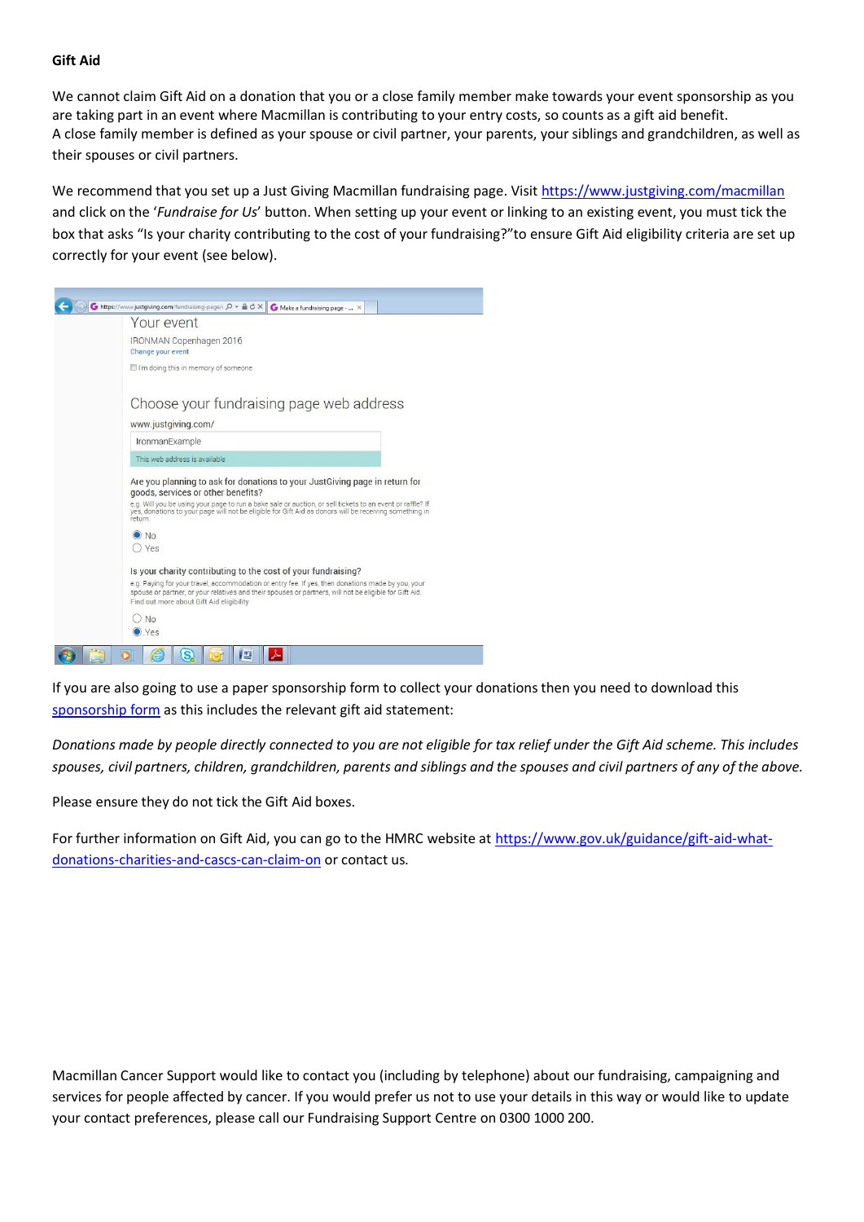**Gift Aid**

We cannot claim Gift Aid on a donation that you or a close family member make towards your event sponsorship as you are taking part in an event where Macmillan is contributing to your entry costs, so counts as a gift aid benefit.
A close family member is defined as your spouse or civil partner, your parents, your siblings and grandchildren, as well as their spouses or civil partners.

We recommend that you set up a Just Giving Macmillan fundraising page. Visit https://www.justgiving.com/macmillan and click on the '*Fundraise for Us*' button. When setting up your event or linking to an existing event, you must tick the box that asks "Is your charity contributing to the cost of your fundraising?"to ensure Gift Aid eligibility criteria are set up correctly for your event (see below).

If you are also going to use a paper sponsorship form to collect your donations then you need to download this sponsorship form as this includes the relevant gift aid statement:

*Donations made by people directly connected to you are not eligible for tax relief under the Gift Aid scheme. This includes spouses, civil partners, children, grandchildren, parents and siblings and the spouses and civil partners of any of the above.*

Please ensure they do not tick the Gift Aid boxes.

For further information on Gift Aid, you can go to the HMRC website at https://www.gov.uk/guidance/gift-aid-what-donations-charities-and-cascs-can-claim-on or contact us.

Macmillan Cancer Support would like to contact you (including by telephone) about our fundraising, campaigning and services for people affected by cancer. If you would prefer us not to use your details in this way or would like to update your contact preferences, please call our Fundraising Support Centre on 0300 1000 200.